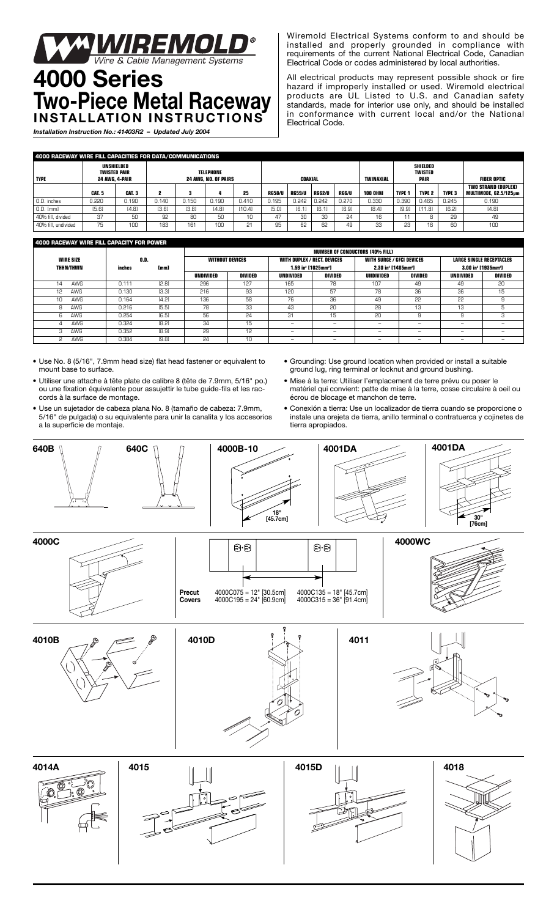# WIREMOLD®

*Wire & Cable Management Systems*

# 4000 Series Two-Piece Metal Raceway

## INSTALLATION INSTRUCTIONS

*Installation Instruction No.: 41403R2 – Updated July 2004*

Wiremold Electrical Systems conform to and should be installed and properly grounded in compliance with requirements of the current National Electrical Code, Canadian Electrical Code or codes administered by local authorities.

All electrical products may represent possible shock or fire hazard if improperly installed or used. Wiremold electrical products are UL Listed to U.S. and Canadian safety standards, made for interior use only, and should be installed in conformance with current local and/or the National Electrical Code.

### 4000 RACEWAY WIRE FILL CAPACITIES FOR DATA/COMMUNICATIONS

| TYPE | UNSHIELDED TWISTED PAIR 24 AWG, 4-PAIR | | TELEPHONE 24 AWG, NO. OF PAIRS | | | | COAXIAL | | | | TWINAXIAL | SHIELDED TWISTED PAIR | | | FIBER OPTIC |
|---|---|---|---|---|---|---|---|---|---|---|---|---|---|---|---|
| | CAT. 5 | CAT. 3 | 2 | 3 | 4 | 25 | RG58/U | RG59/U | RG62/U | RG6/U | 100 OHM | TYPE 1 | TYPE 2 | TYPE 3 | TWO STRAND (DUPLEX) MULTIMODE, 62.5/125µm |
| O.D. inches | 0.220 | 0.190 | 0.140 | 0.150 | 0.190 | 0.410 | 0.195 | 0.242 | 0.242 | 0.270 | 0.330 | 0.390 | 0.465 | 0.245 | 0.190 |
| O.D. (mm) | (5.6) | (4.8) | (3.6) | (3.8) | (4.8) | (10.4) | (5.0) | (6.1) | (6.1) | (6.9) | (8.4) | (9.9) | (11.8) | (6.2) | (4.8) |
| 40% fill, divided | 37 | 50 | 92 | 80 | 50 | 10 | 47 | 30 | 30 | 24 | 16 | 11 | 8 | 29 | 49 |
| 40% fill, undivided | 75 | 100 | 183 | 161 | 100 | 21 | 95 | 62 | 62 | 49 | 33 | 23 | 16 | 60 | 100 |

### 4000 RACEWAY WIRE FILL CAPACITY FOR POWER

| WIRE SIZE THHN/THWN | O.D. | | NUMBER OF CONDUCTORS (40% FILL) | | | | | | | |
|---|---|---|---|---|---|---|---|---|---|---|
| | | | WITHOUT DEVICES | | WITH DUPLEX / RECT. DEVICES 1.59 in² (1025mm²) | | WITH SURGE / GFCI DEVICES 2.30 in² (1485mm²) | | LARGE SINGLE RECEPTACLES 3.00 in² (1935mm²) | |
| | inches | (mm) | UNDIVIDED | DIVIDED | UNDIVIDED | DIVIDED | UNDIVIDED | DIVIDED | UNDIVIDED | DIVIDED |
| 14 AWG | 0.111 | (2.8) | 296 | 127 | 165 | 78 | 107 | 49 | 49 | 20 |
| 12 AWG | 0.130 | (3.3) | 216 | 93 | 120 | 57 | 78 | 36 | 36 | 15 |
| 10 AWG | 0.164 | (4.2) | 136 | 58 | 76 | 36 | 49 | 22 | 22 | 9 |
| 8 AWG | 0.216 | (5.5) | 78 | 33 | 43 | 20 | 28 | 13 | 13 | 5 |
| 6 AWG | 0.254 | (6.5) | 56 | 24 | 31 | 15 | 20 | 9 | 9 | 3 |
| 4 AWG | 0.324 | (8.2) | 34 | 15 | – | – | – | – | – | – |
| 3 AWG | 0.352 | (8.9) | 29 | 12 | – | – | – | – | – | – |
| 2 AWG | 0.384 | (9.8) | 24 | 10 | – | – | – | – | – | – |

- Use No. 8 (5/16", 7.9mm head size) flat head fastener or equivalent to mount base to surface.
- Utiliser une attache à tête plate de calibre 8 (tête de 7.9mm, 5/16" po.) ou une fixation équivalente pour assujettir le tube guide-fils et les raccords à la surface de montage.
- Use un sujetador de cabeza plana No. 8 (tamaño de cabeza: 7.9mm, 5/16" de pulgada) o su equivalente para unir la canalita y los accesorios a la superficie de montaje.
- Grounding: Use ground location when provided or install a suitable ground lug, ring terminal or locknut and ground bushing.
- Mise à la terre: Utiliser l'emplacement de terre prévu ou poser le matériel qui convient: patte de mise à la terre, cosse circulaire à oeil ou écrou de blocage et manchon de terre.
- Conexión a tierra: Use un localizador de tierra cuando se proporcione o instale una orejeta de tierra, anillo terminal o contratuerca y cojinetes de tierra apropiados.

640B

640C

4000B-10 — 18" [45.7cm]

4001DA

4001DA — 30" [76cm]

4000C

Precut Covers: 4000C075 = 12" [30.5cm], 4000C195 = 24" [60.9cm], 4000C135 = 18" [45.7cm], 4000C315 = 36" [91.4cm]

4000WC

4010B

4010D

4011

4014A

4015

4015D

4018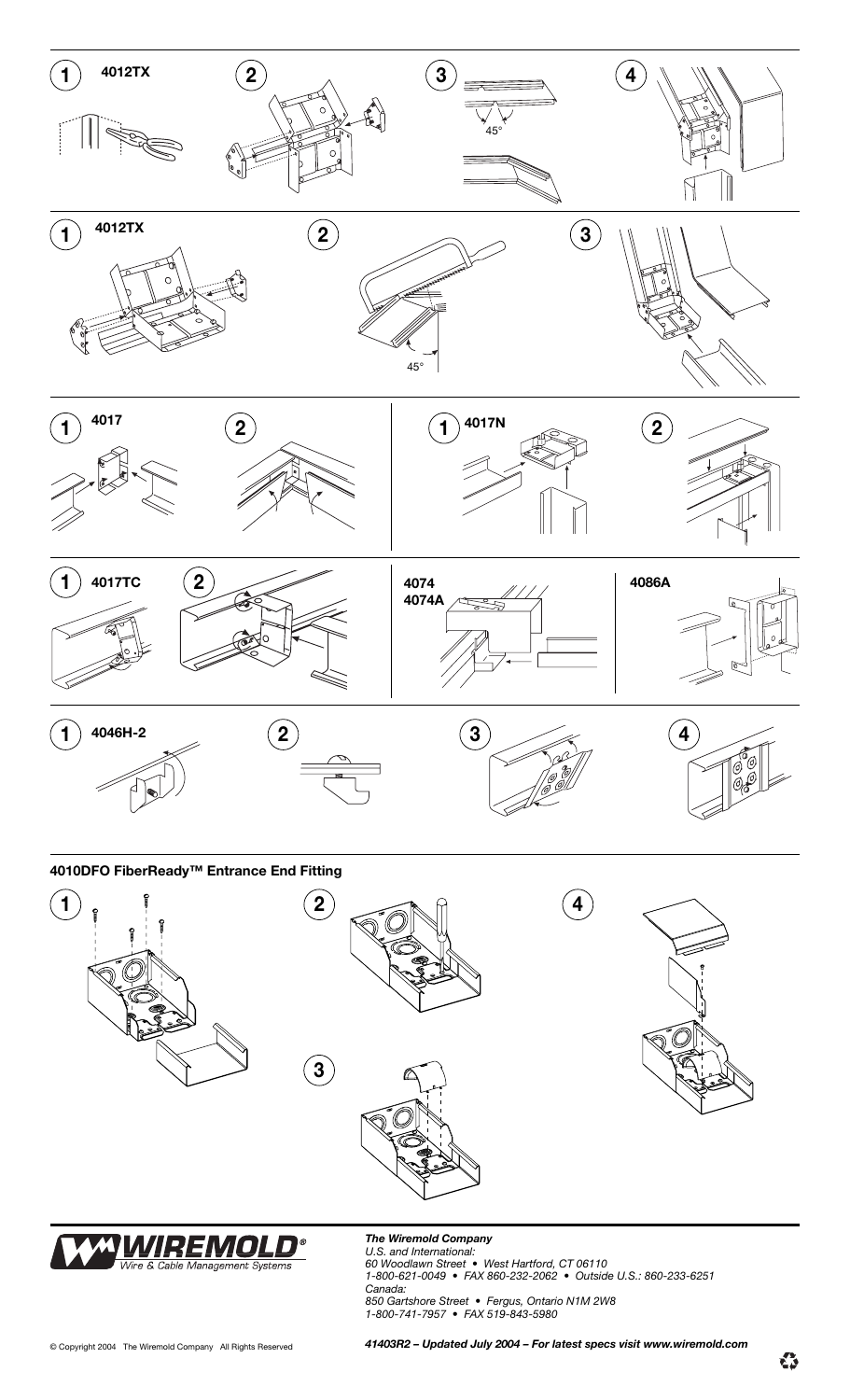1 **4012TX** 2 3 4

45°

1 **4012TX** 2 3

45°

1 **4017** 2

1 **4017N** 2

1 **4017TC** 2

**4074**
**4074A**

**4086A**

1 **4046H-2** 2 3 4

**4010DFO FiberReady™ Entrance End Fitting**

1 2 3 4

**WIREMOLD®**
Wire & Cable Management Systems

***The Wiremold Company***
*U.S. and International:*
*60 Woodlawn Street • West Hartford, CT 06110*
*1-800-621-0049 • FAX 860-232-2062 • Outside U.S.: 860-233-6251*
*Canada:*
*850 Gartshore Street • Fergus, Ontario N1M 2W8*
*1-800-741-7957 • FAX 519-843-5980*

© Copyright 2004 The Wiremold Company All Rights Reserved

***41403R2 – Updated July 2004 – For latest specs visit www.wiremold.com***